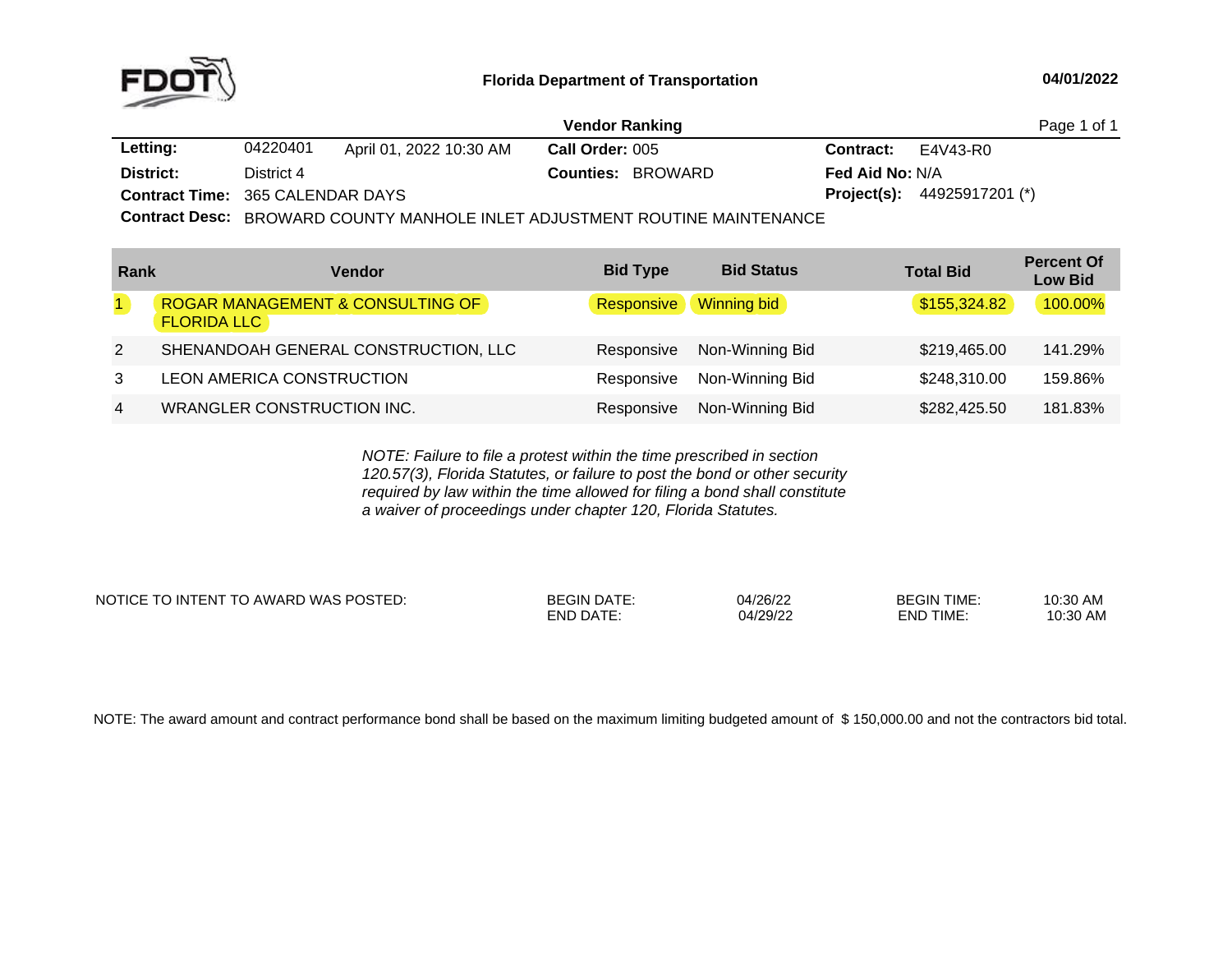FDOT

**Florida Department of Transportation**

04/01/2022

## Vendor Ranking

| | | | |
|---|---|---|---|
| **Letting:** | 04220401 April 01, 2022 10:30 AM | **Call Order:** 005 | **Contract:** E4V43-R0 |
| **District:** | District 4 | **Counties:** BROWARD | **Fed Aid No:** N/A |
| **Contract Time:** | 365 CALENDAR DAYS | | **Project(s):** 44925917201 (*) |
| **Contract Desc:** | BROWARD COUNTY MANHOLE INLET ADJUSTMENT ROUTINE MAINTENANCE | | |

| Rank | Vendor | Bid Type | Bid Status | Total Bid | Percent Of Low Bid |
|---|---|---|---|---|---|
| 1 | ROGAR MANAGEMENT & CONSULTING OF FLORIDA LLC | Responsive | Winning bid | $155,324.82 | 100.00% |
| 2 | SHENANDOAH GENERAL CONSTRUCTION, LLC | Responsive | Non-Winning Bid | $219,465.00 | 141.29% |
| 3 | LEON AMERICA CONSTRUCTION | Responsive | Non-Winning Bid | $248,310.00 | 159.86% |
| 4 | WRANGLER CONSTRUCTION INC. | Responsive | Non-Winning Bid | $282,425.50 | 181.83% |

*NOTE: Failure to file a protest within the time prescribed in section 120.57(3), Florida Statutes, or failure to post the bond or other security required by law within the time allowed for filing a bond shall constitute a waiver of proceedings under chapter 120, Florida Statutes.*

| NOTICE TO INTENT TO AWARD WAS POSTED: | | | | |
|---|---|---|---|---|
| | BEGIN DATE: | 04/26/22 | BEGIN TIME: | 10:30 AM |
| | END DATE: | 04/29/22 | END TIME: | 10:30 AM |

NOTE: The award amount and contract performance bond shall be based on the maximum limiting budgeted amount of $ 150,000.00 and not the contractors bid total.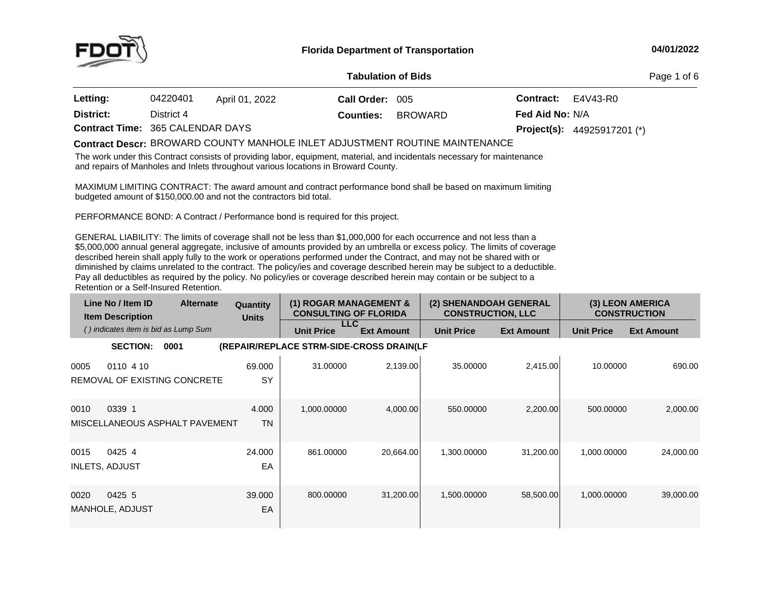Florida Department of Transportation

04/01/2022

**Tabulation of Bids**

| | | | | | |
|---|---|---|---|---|---|
| **Letting:** | 04220401 April 01, 2022 | **Call Order:** | 005 | **Contract:** | E4V43-R0 |
| **District:** | District 4 | **Counties:** | BROWARD | **Fed Aid No:** | N/A |
| **Contract Time:** | 365 CALENDAR DAYS | | | **Project(s):** | 44925917201 (*) |

**Contract Descr:** BROWARD COUNTY MANHOLE INLET ADJUSTMENT ROUTINE MAINTENANCE

The work under this Contract consists of providing labor, equipment, material, and incidentals necessary for maintenance and repairs of Manholes and Inlets throughout various locations in Broward County.

MAXIMUM LIMITING CONTRACT: The award amount and contract performance bond shall be based on maximum limiting budgeted amount of $150,000.00 and not the contractors bid total.

PERFORMANCE BOND: A Contract / Performance bond is required for this project.

GENERAL LIABILITY: The limits of coverage shall not be less than $1,000,000 for each occurrence and not less than a $5,000,000 annual general aggregate, inclusive of amounts provided by an umbrella or excess policy. The limits of coverage described herein shall apply fully to the work or operations performed under the Contract, and may not be shared with or diminished by claims unrelated to the contract. The policy/ies and coverage described herein may be subject to a deductible. Pay all deductibles as required by the policy. No policy/ies or coverage described herein may contain or be subject to a Retention or a Self-Insured Retention.

| Line No / Item ID / Item Description ( ) indicates item is bid as Lump Sum | Alternate | Quantity Units | (1) ROGAR MANAGEMENT & CONSULTING OF FLORIDA LLC Unit Price | (1) Ext Amount | (2) SHENANDOAH GENERAL CONSTRUCTION, LLC Unit Price | (2) Ext Amount | (3) LEON AMERICA CONSTRUCTION Unit Price | (3) Ext Amount |
|---|---|---|---|---|---|---|---|---|
| **SECTION: 0001** (REPAIR/REPLACE STRM-SIDE-CROSS DRAIN(LF | | | | | | | | |
| 0005 0110 4 10 REMOVAL OF EXISTING CONCRETE | | 69.000 SY | 31.00000 | 2,139.00 | 35.00000 | 2,415.00 | 10.00000 | 690.00 |
| 0010 0339 1 MISCELLANEOUS ASPHALT PAVEMENT | | 4.000 TN | 1,000.00000 | 4,000.00 | 550.00000 | 2,200.00 | 500.00000 | 2,000.00 |
| 0015 0425 4 INLETS, ADJUST | | 24.000 EA | 861.00000 | 20,664.00 | 1,300.00000 | 31,200.00 | 1,000.00000 | 24,000.00 |
| 0020 0425 5 MANHOLE, ADJUST | | 39.000 EA | 800.00000 | 31,200.00 | 1,500.00000 | 58,500.00 | 1,000.00000 | 39,000.00 |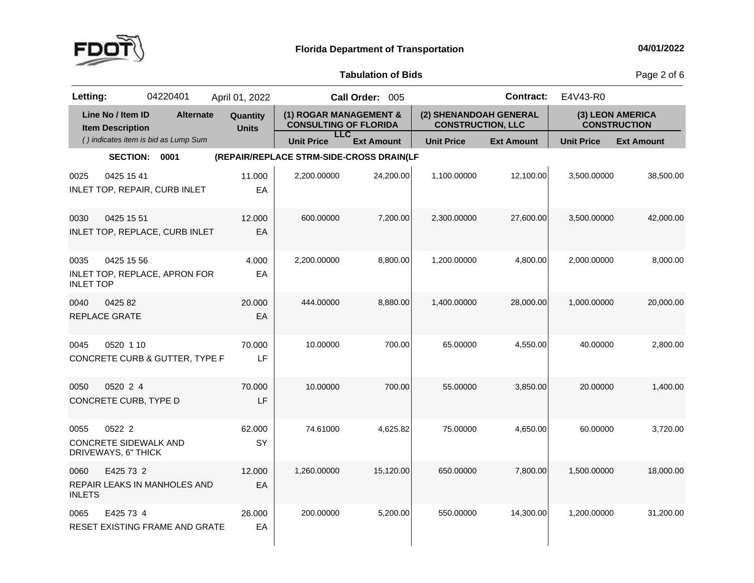# Florida Department of Transportation

## Tabulation of Bids

**Letting:** 04220401 April 01, 2022 **Call Order:** 005 **Contract:** E4V43-R0

| Line No / Item ID / Item Description | Alternate | Quantity / Units | (1) ROGAR MANAGEMENT & CONSULTING OF FLORIDA LLC | | (2) SHENANDOAH GENERAL CONSTRUCTION, LLC | | (3) LEON AMERICA CONSTRUCTION | |
|---|---|---|---|---|---|---|---|---|
| *( ) indicates item is bid as Lump Sum* | | | Unit Price | Ext Amount | Unit Price | Ext Amount | Unit Price | Ext Amount |
| **SECTION: 0001** | | **(REPAIR/REPLACE STRM-SIDE-CROSS DRAIN(LF** | | | | | | |
| 0025 0425 15 41 INLET TOP, REPAIR, CURB INLET | | 11.000 EA | 2,200.00000 | 24,200.00 | 1,100.00000 | 12,100.00 | 3,500.00000 | 38,500.00 |
| 0030 0425 15 51 INLET TOP, REPLACE, CURB INLET | | 12.000 EA | 600.00000 | 7,200.00 | 2,300.00000 | 27,600.00 | 3,500.00000 | 42,000.00 |
| 0035 0425 15 56 INLET TOP, REPLACE, APRON FOR INLET TOP | | 4.000 EA | 2,200.00000 | 8,800.00 | 1,200.00000 | 4,800.00 | 2,000.00000 | 8,000.00 |
| 0040 0425 82 REPLACE GRATE | | 20.000 EA | 444.00000 | 8,880.00 | 1,400.00000 | 28,000.00 | 1,000.00000 | 20,000.00 |
| 0045 0520 1 10 CONCRETE CURB & GUTTER, TYPE F | | 70.000 LF | 10.00000 | 700.00 | 65.00000 | 4,550.00 | 40.00000 | 2,800.00 |
| 0050 0520 2 4 CONCRETE CURB, TYPE D | | 70.000 LF | 10.00000 | 700.00 | 55.00000 | 3,850.00 | 20.00000 | 1,400.00 |
| 0055 0522 2 CONCRETE SIDEWALK AND DRIVEWAYS, 6" THICK | | 62.000 SY | 74.61000 | 4,625.82 | 75.00000 | 4,650.00 | 60.00000 | 3,720.00 |
| 0060 E425 73 2 REPAIR LEAKS IN MANHOLES AND INLETS | | 12.000 EA | 1,260.00000 | 15,120.00 | 650.00000 | 7,800.00 | 1,500.00000 | 18,000.00 |
| 0065 E425 73 4 RESET EXISTING FRAME AND GRATE | | 26.000 EA | 200.00000 | 5,200.00 | 550.00000 | 14,300.00 | 1,200.00000 | 31,200.00 |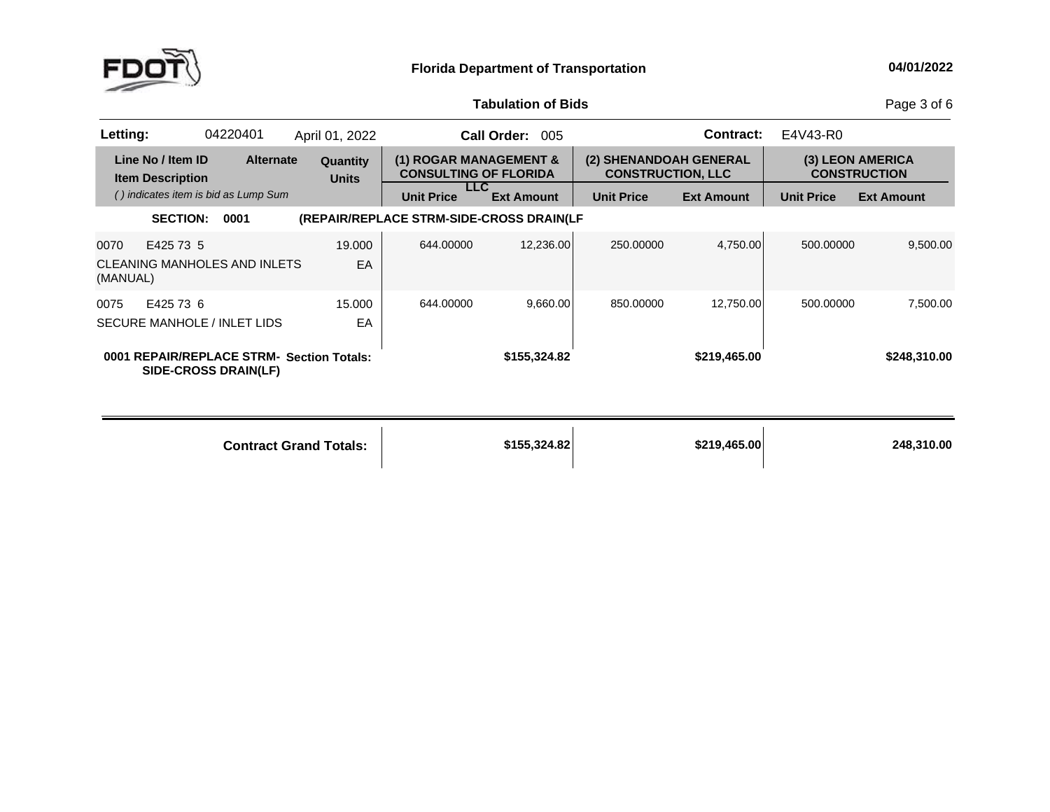**Florida Department of Transportation** — 04/01/2022

**Tabulation of Bids**

**Letting:** 04220401 April 01, 2022 **Call Order:** 005 **Contract:** E4V43-R0

| Line No / Item ID / Item Description | Alternate | Quantity / Units | (1) ROGAR MANAGEMENT & CONSULTING OF FLORIDA LLC | | (2) SHENANDOAH GENERAL CONSTRUCTION, LLC | | (3) LEON AMERICA CONSTRUCTION | |
|---|---|---|---|---|---|---|---|---|
| *( ) indicates item is bid as Lump Sum* | | | Unit Price | Ext Amount | Unit Price | Ext Amount | Unit Price | Ext Amount |
| **SECTION: 0001 (REPAIR/REPLACE STRM-SIDE-CROSS DRAIN(LF** | | | | | | | | |
| 0070 E425 73 5 CLEANING MANHOLES AND INLETS (MANUAL) | | 19.000 EA | 644.00000 | 12,236.00 | 250.00000 | 4,750.00 | 500.00000 | 9,500.00 |
| 0075 E425 73 6 SECURE MANHOLE / INLET LIDS | | 15.000 EA | 644.00000 | 9,660.00 | 850.00000 | 12,750.00 | 500.00000 | 7,500.00 |
| **0001 REPAIR/REPLACE STRM-SIDE-CROSS DRAIN(LF) Section Totals:** | | | | **$155,324.82** | | **$219,465.00** | | **$248,310.00** |
| **Contract Grand Totals:** | | | | **$155,324.82** | | **$219,465.00** | | **248,310.00** |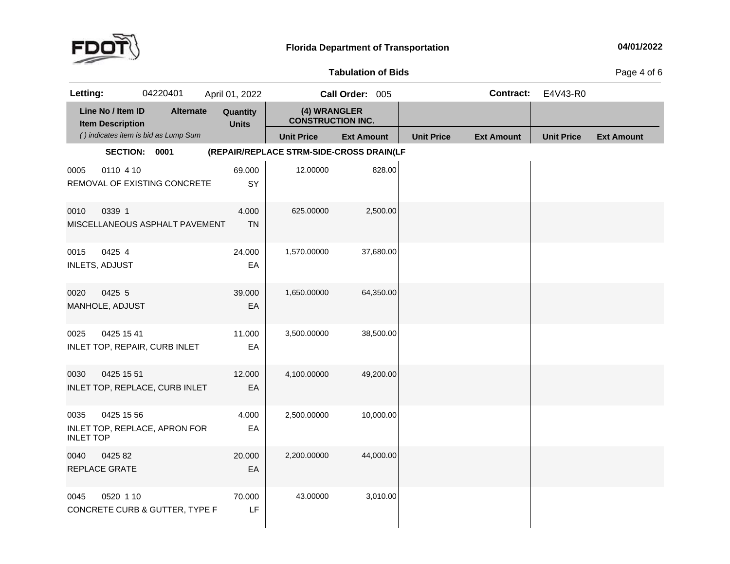**Florida Department of Transportation**

**Tabulation of Bids**

**Letting:** 04220401 April 01, 2022 **Call Order:** 005 **Contract:** E4V43-R0

| Line No / Item ID | Alternate | Quantity | (4) WRANGLER CONSTRUCTION INC. | | | | | |
|---|---|---|---|---|---|---|---|---|
| Item Description | | Units | | | | | | |
| *( ) indicates item is bid as Lump Sum* | | | **Unit Price** | **Ext Amount** | **Unit Price** | **Ext Amount** | **Unit Price** | **Ext Amount** |
| **SECTION: 0001** | | | **(REPAIR/REPLACE STRM-SIDE-CROSS DRAIN(LF** | | | | | |
| 0005 0110 4 10<br>REMOVAL OF EXISTING CONCRETE | | 69.000<br>SY | 12.00000 | 828.00 | | | | |
| 0010 0339 1<br>MISCELLANEOUS ASPHALT PAVEMENT | | 4.000<br>TN | 625.00000 | 2,500.00 | | | | |
| 0015 0425 4<br>INLETS, ADJUST | | 24.000<br>EA | 1,570.00000 | 37,680.00 | | | | |
| 0020 0425 5<br>MANHOLE, ADJUST | | 39.000<br>EA | 1,650.00000 | 64,350.00 | | | | |
| 0025 0425 15 41<br>INLET TOP, REPAIR, CURB INLET | | 11.000<br>EA | 3,500.00000 | 38,500.00 | | | | |
| 0030 0425 15 51<br>INLET TOP, REPLACE, CURB INLET | | 12.000<br>EA | 4,100.00000 | 49,200.00 | | | | |
| 0035 0425 15 56<br>INLET TOP, REPLACE, APRON FOR INLET TOP | | 4.000<br>EA | 2,500.00000 | 10,000.00 | | | | |
| 0040 0425 82<br>REPLACE GRATE | | 20.000<br>EA | 2,200.00000 | 44,000.00 | | | | |
| 0045 0520 1 10<br>CONCRETE CURB & GUTTER, TYPE F | | 70.000<br>LF | 43.00000 | 3,010.00 | | | | |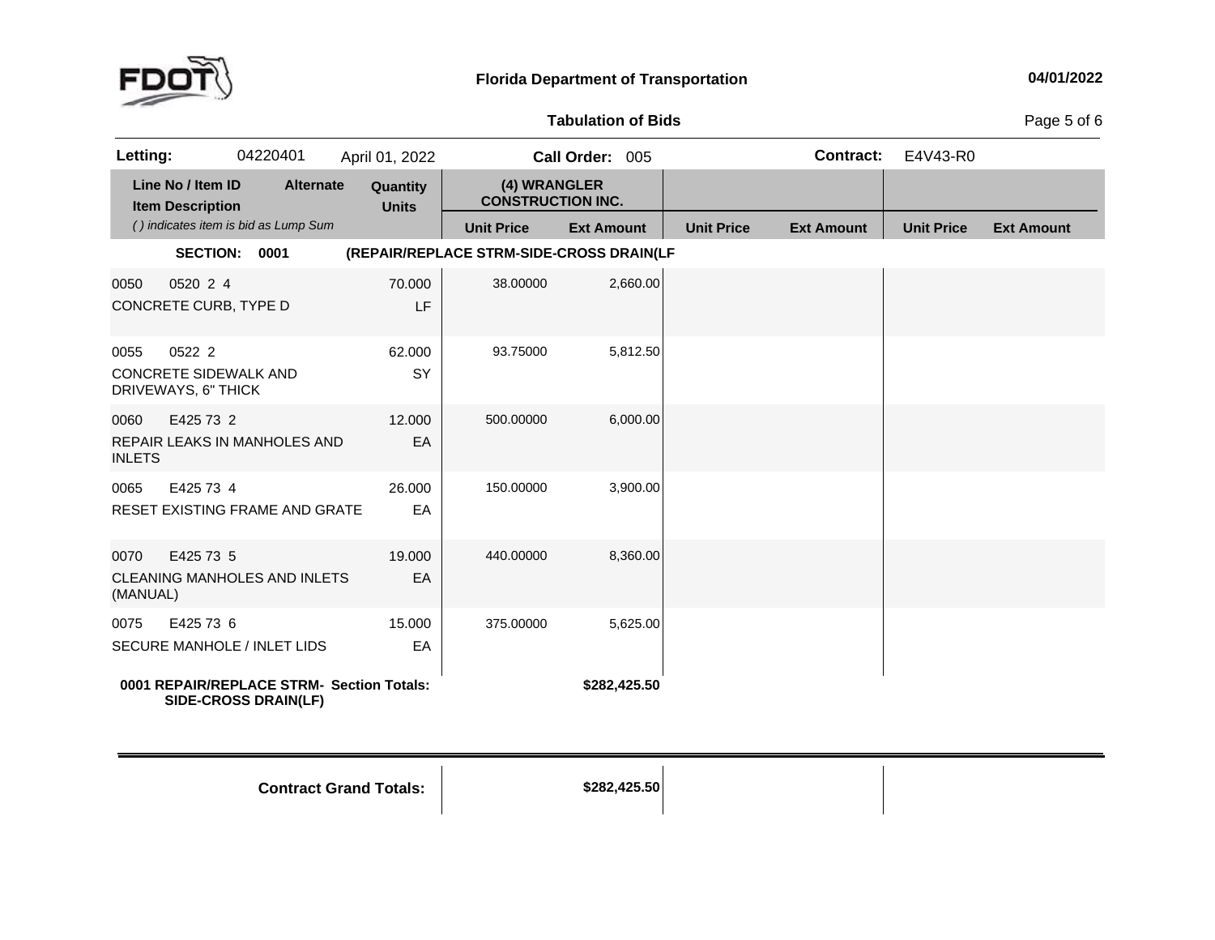**Florida Department of Transportation**

**Tabulation of Bids**

**Letting:** 04220401 April 01, 2022 **Call Order:** 005 **Contract:** E4V43-R0

| Line No / Item ID / Item Description | Alternate | Quantity / Units | (4) WRANGLER CONSTRUCTION INC. Unit Price | (4) WRANGLER CONSTRUCTION INC. Ext Amount | Unit Price | Ext Amount | Unit Price | Ext Amount |
|---|---|---|---|---|---|---|---|---|
| *( ) indicates item is bid as Lump Sum* | | | | | | | | |
| **SECTION: 0001** (REPAIR/REPLACE STRM-SIDE-CROSS DRAIN(LF | | | | | | | | |
| 0050 0520 2 4 CONCRETE CURB, TYPE D | | 70.000 LF | 38.00000 | 2,660.00 | | | | |
| 0055 0522 2 CONCRETE SIDEWALK AND DRIVEWAYS, 6" THICK | | 62.000 SY | 93.75000 | 5,812.50 | | | | |
| 0060 E425 73 2 REPAIR LEAKS IN MANHOLES AND INLETS | | 12.000 EA | 500.00000 | 6,000.00 | | | | |
| 0065 E425 73 4 RESET EXISTING FRAME AND GRATE | | 26.000 EA | 150.00000 | 3,900.00 | | | | |
| 0070 E425 73 5 CLEANING MANHOLES AND INLETS (MANUAL) | | 19.000 EA | 440.00000 | 8,360.00 | | | | |
| 0075 E425 73 6 SECURE MANHOLE / INLET LIDS | | 15.000 EA | 375.00000 | 5,625.00 | | | | |
| **0001 REPAIR/REPLACE STRM-SIDE-CROSS DRAIN(LF) Section Totals:** | | | | **$282,425.50** | | | | |
| **Contract Grand Totals:** | | | | **$282,425.50** | | | | |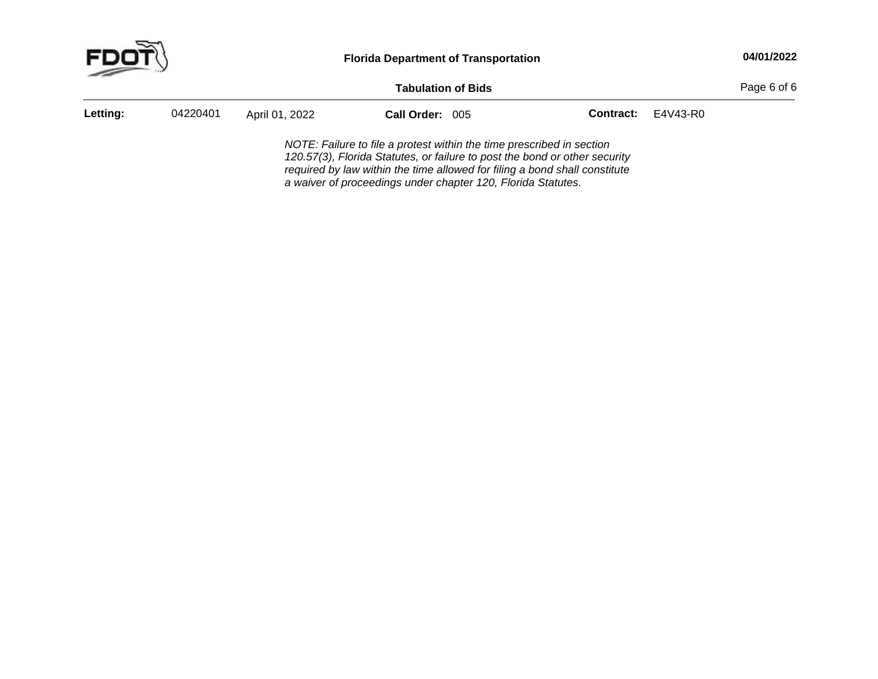**Florida Department of Transportation**

**Tabulation of Bids**

**Letting:** 04220401 April 01, 2022 **Call Order:** 005 **Contract:** E4V43-R0

*NOTE: Failure to file a protest within the time prescribed in section 120.57(3), Florida Statutes, or failure to post the bond or other security required by law within the time allowed for filing a bond shall constitute a waiver of proceedings under chapter 120, Florida Statutes.*